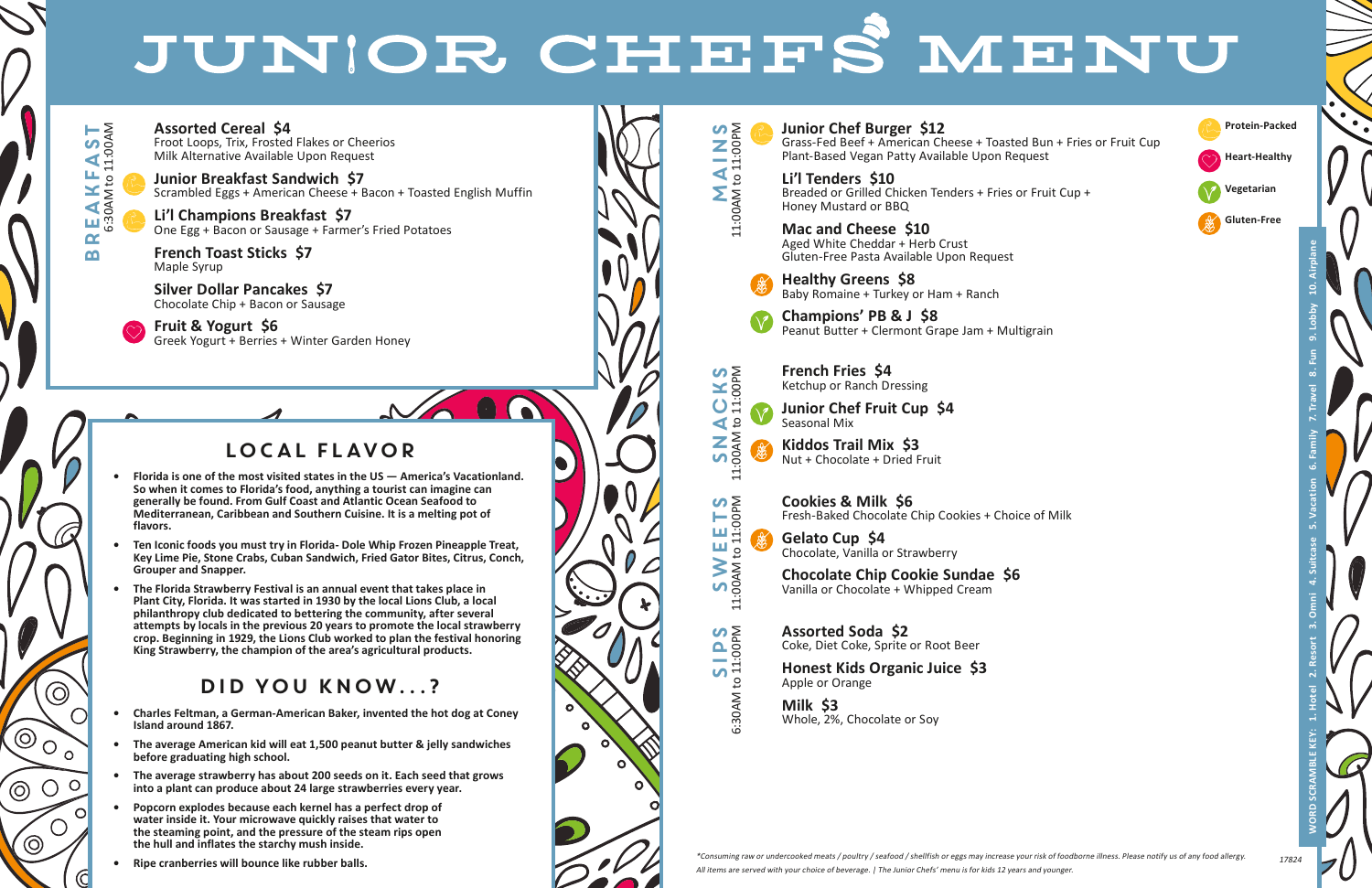# JUNIOR CHEFS' MENU

## BREAKFAST
6:30AM to 11:00AM

**Assorted Cereal $4**
Froot Loops, Trix, Frosted Flakes or Cheerios
Milk Alternative Available Upon Request

**Junior Breakfast Sandwich $7** (Protein-Packed)
Scrambled Eggs + American Cheese + Bacon + Toasted English Muffin

**Li'l Champions Breakfast $7** (Protein-Packed)
One Egg + Bacon or Sausage + Farmer's Fried Potatoes

**French Toast Sticks $7**
Maple Syrup

**Silver Dollar Pancakes $7**
Chocolate Chip + Bacon or Sausage

**Fruit & Yogurt $6** (Heart-Healthy)
Greek Yogurt + Berries + Winter Garden Honey

## LOCAL FLAVOR

- Florida is one of the most visited states in the US — America's Vacationland. So when it comes to Florida's food, anything a tourist can imagine can generally be found. From Gulf Coast and Atlantic Ocean Seafood to Mediterranean, Caribbean and Southern Cuisine. It is a melting pot of flavors.
- Ten Iconic foods you must try in Florida- Dole Whip Frozen Pineapple Treat, Key Lime Pie, Stone Crabs, Cuban Sandwich, Fried Gator Bites, Citrus, Conch, Grouper and Snapper.
- The Florida Strawberry Festival is an annual event that takes place in Plant City, Florida. It was started in 1930 by the local Lions Club, a local philanthropy club dedicated to bettering the community, after several attempts by locals in the previous 20 years to promote the local strawberry crop. Beginning in 1929, the Lions Club worked to plan the festival honoring King Strawberry, the champion of the area's agricultural products.

## DID YOU KNOW...?

- Charles Feltman, a German-American Baker, invented the hot dog at Coney Island around 1867.
- The average American kid will eat 1,500 peanut butter & jelly sandwiches before graduating high school.
- The average strawberry has about 200 seeds on it. Each seed that grows into a plant can produce about 24 large strawberries every year.
- Popcorn explodes because each kernel has a perfect drop of water inside it. Your microwave quickly raises that water to the steaming point, and the pressure of the steam rips open the hull and inflates the starchy mush inside.
- Ripe cranberries will bounce like rubber balls.

## MAINS
11:00AM to 11:00PM

**Junior Chef Burger $12** (Protein-Packed)
Grass-Fed Beef + American Cheese + Toasted Bun + Fries or Fruit Cup
Plant-Based Vegan Patty Available Upon Request

**Li'l Tenders $10**
Breaded or Grilled Chicken Tenders + Fries or Fruit Cup + Honey Mustard or BBQ

**Mac and Cheese $10**
Aged White Cheddar + Herb Crust
Gluten-Free Pasta Available Upon Request

**Healthy Greens $8** (Gluten-Free)
Baby Romaine + Turkey or Ham + Ranch

**Champions' PB & J $8** (Vegetarian)
Peanut Butter + Clermont Grape Jam + Multigrain

## SNACKS
11:00AM to 11:00PM

**French Fries $4**
Ketchup or Ranch Dressing

**Junior Chef Fruit Cup $4** (Vegetarian)
Seasonal Mix

**Kiddos Trail Mix $3** (Gluten-Free)
Nut + Chocolate + Dried Fruit

## SWEETS
11:00AM to 11:00PM

**Cookies & Milk $6**
Fresh-Baked Chocolate Chip Cookies + Choice of Milk

**Gelato Cup $4** (Gluten-Free)
Chocolate, Vanilla or Strawberry

**Chocolate Chip Cookie Sundae $6**
Vanilla or Chocolate + Whipped Cream

## SIPS
6:30AM to 11:00PM

**Assorted Soda $2**
Coke, Diet Coke, Sprite or Root Beer

**Honest Kids Organic Juice $3**
Apple or Orange

**Milk $3**
Whole, 2%, Chocolate or Soy

Protein-Packed | Heart-Healthy | Vegetarian | Gluten-Free

WORD SCRAMBLE KEY: 1. Hotel 2. Resort 3. Omni 4. Suitcase 5. Vacation 6. Family 7. Travel 8. Fun 9. Lobby 10. Airplane

*Consuming raw or undercooked meats / poultry / seafood / shellfish or eggs may increase your risk of foodborne illness. Please notify us of any food allergy.*

*All items are served with your choice of beverage. | The Junior Chefs' menu is for kids 12 years and younger.*

17824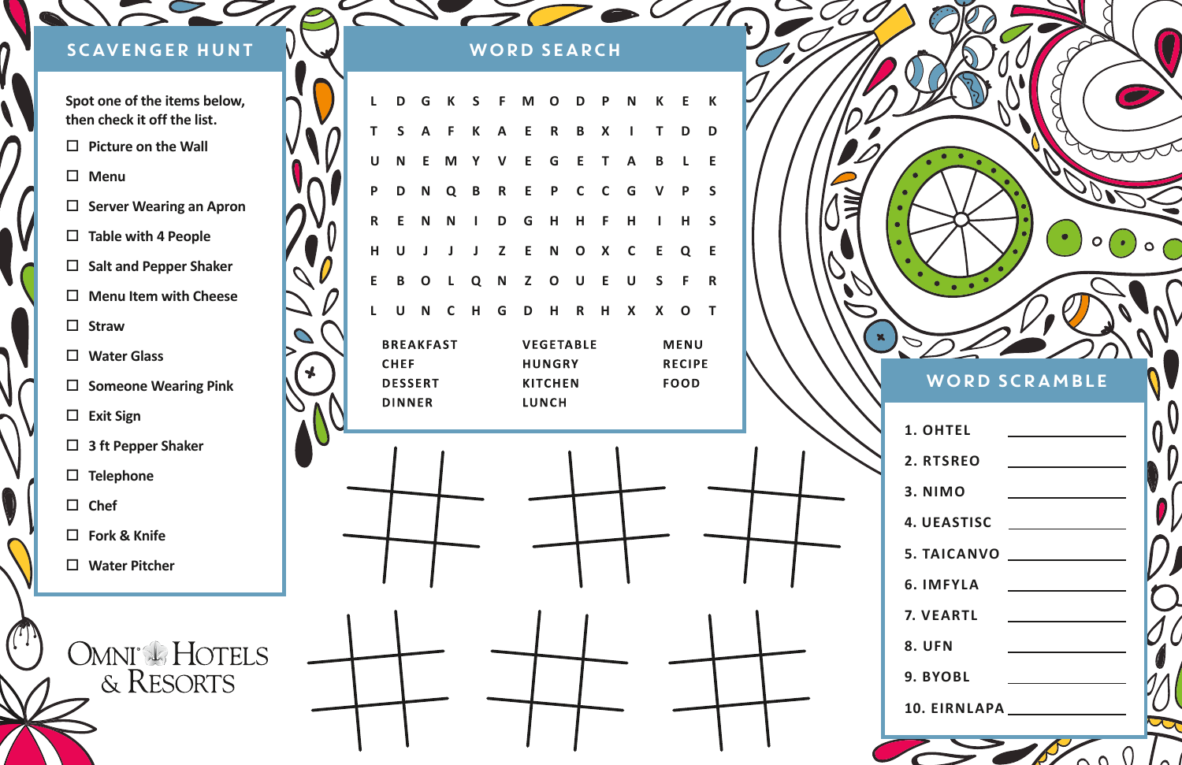## SCAVENGER HUNT

Spot one of the items below, then check it off the list.

- ☐ Picture on the Wall
- ☐ Menu
- ☐ Server Wearing an Apron
- ☐ Table with 4 People
- ☐ Salt and Pepper Shaker
- ☐ Menu Item with Cheese
- ☐ Straw
- ☐ Water Glass
- ☐ Someone Wearing Pink
- ☐ Exit Sign
- ☐ 3 ft Pepper Shaker
- ☐ Telephone
- ☐ Chef
- ☐ Fork & Knife
- ☐ Water Pitcher

OMNI HOTELS & RESORTS

## WORD SEARCH

| | | | | | | | | | | | | | |
|---|---|---|---|---|---|---|---|---|---|---|---|---|---|
| L | D | G | K | S | F | M | O | D | P | N | K | E | K |
| T | S | A | F | K | A | E | R | B | X | I | T | D | D |
| U | N | E | M | Y | V | E | G | E | T | A | B | L | E |
| P | D | N | Q | B | R | E | P | C | C | G | V | P | S |
| R | E | N | N | I | D | G | H | H | F | H | I | H | S |
| H | U | J | J | J | Z | E | N | O | X | C | E | Q | E |
| E | B | O | L | Q | N | Z | O | U | E | U | S | F | R |
| L | U | N | C | H | G | D | H | R | H | X | X | O | T |

BREAKFAST
CHEF
DESSERT
DINNER
VEGETABLE
HUNGRY
KITCHEN
LUNCH
MENU
RECIPE
FOOD

## WORD SCRAMBLE

1. OHTEL ____________
2. RTSREO ____________
3. NIMO ____________
4. UEASTISC ____________
5. TAICANVO ____________
6. IMFYLA ____________
7. VEARTL ____________
8. UFN ____________
9. BYOBL ____________
10. EIRNLAPA ____________